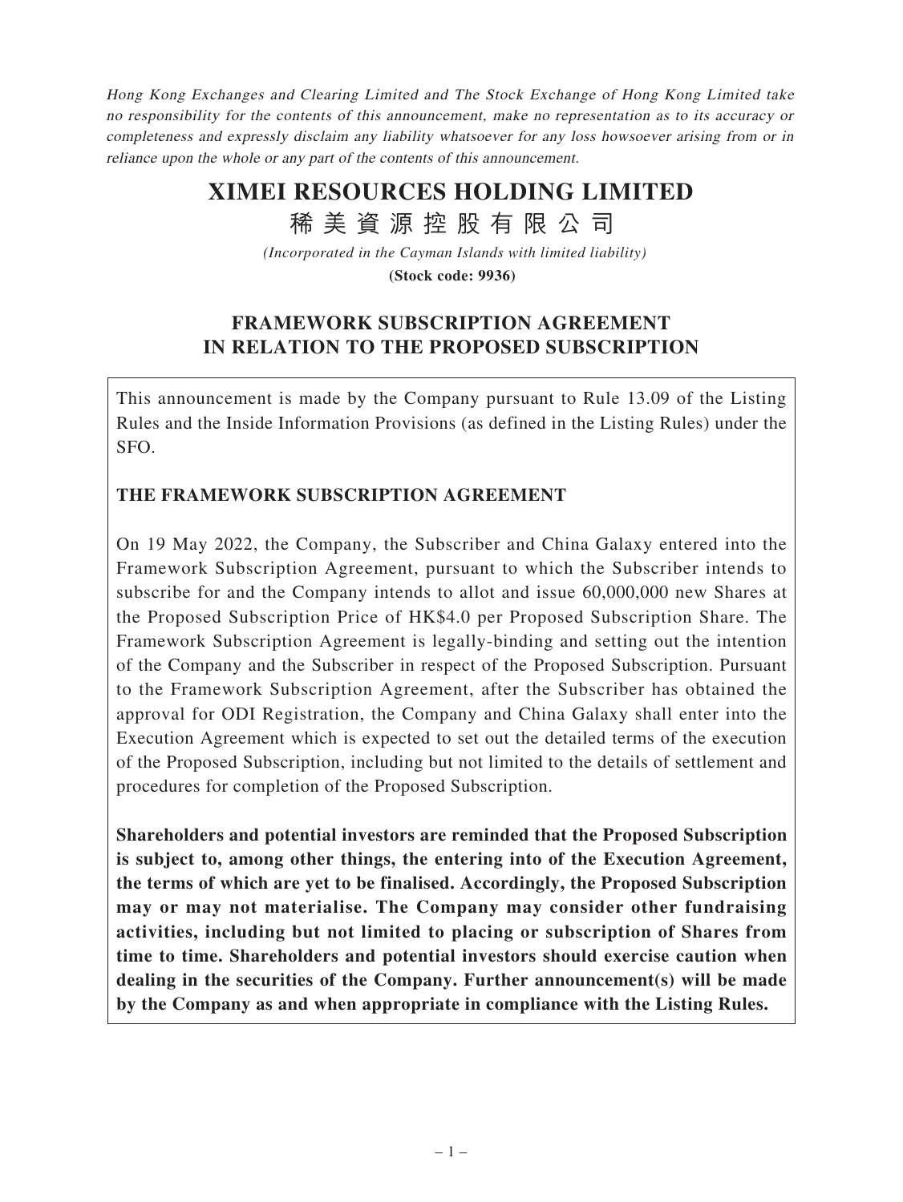*Hong Kong Exchanges and Clearing Limited and The Stock Exchange of Hong Kong Limited take no responsibility for the contents of this announcement, make no representation as to its accuracy or completeness and expressly disclaim any liability whatsoever for any loss howsoever arising from or in reliance upon the whole or any part of the contents of this announcement.*

# XIMEI RESOURCES HOLDING LIMITED
# 稀美資源控股有限公司

*(Incorporated in the Cayman Islands with limited liability)*

**(Stock code: 9936)**

## FRAMEWORK SUBSCRIPTION AGREEMENT IN RELATION TO THE PROPOSED SUBSCRIPTION

This announcement is made by the Company pursuant to Rule 13.09 of the Listing Rules and the Inside Information Provisions (as defined in the Listing Rules) under the SFO.

### THE FRAMEWORK SUBSCRIPTION AGREEMENT

On 19 May 2022, the Company, the Subscriber and China Galaxy entered into the Framework Subscription Agreement, pursuant to which the Subscriber intends to subscribe for and the Company intends to allot and issue 60,000,000 new Shares at the Proposed Subscription Price of HK$4.0 per Proposed Subscription Share. The Framework Subscription Agreement is legally-binding and setting out the intention of the Company and the Subscriber in respect of the Proposed Subscription. Pursuant to the Framework Subscription Agreement, after the Subscriber has obtained the approval for ODI Registration, the Company and China Galaxy shall enter into the Execution Agreement which is expected to set out the detailed terms of the execution of the Proposed Subscription, including but not limited to the details of settlement and procedures for completion of the Proposed Subscription.

**Shareholders and potential investors are reminded that the Proposed Subscription is subject to, among other things, the entering into of the Execution Agreement, the terms of which are yet to be finalised. Accordingly, the Proposed Subscription may or may not materialise. The Company may consider other fundraising activities, including but not limited to placing or subscription of Shares from time to time. Shareholders and potential investors should exercise caution when dealing in the securities of the Company. Further announcement(s) will be made by the Company as and when appropriate in compliance with the Listing Rules.**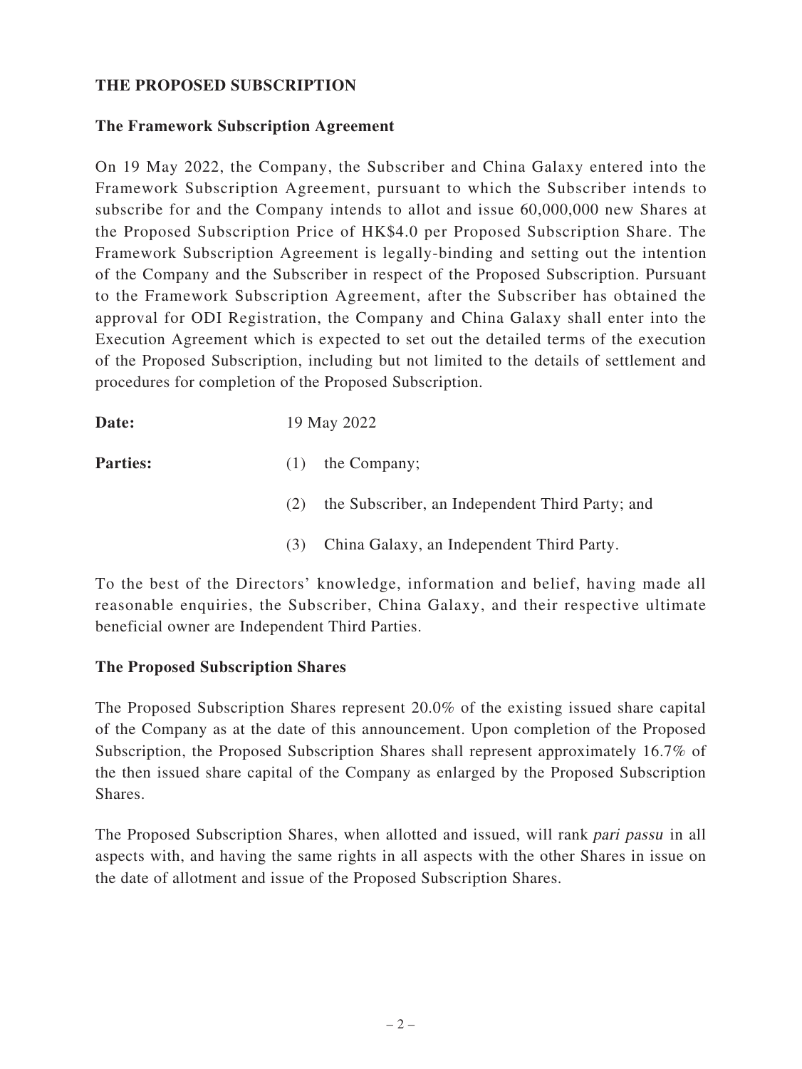## THE PROPOSED SUBSCRIPTION

### The Framework Subscription Agreement

On 19 May 2022, the Company, the Subscriber and China Galaxy entered into the Framework Subscription Agreement, pursuant to which the Subscriber intends to subscribe for and the Company intends to allot and issue 60,000,000 new Shares at the Proposed Subscription Price of HK$4.0 per Proposed Subscription Share. The Framework Subscription Agreement is legally-binding and setting out the intention of the Company and the Subscriber in respect of the Proposed Subscription. Pursuant to the Framework Subscription Agreement, after the Subscriber has obtained the approval for ODI Registration, the Company and China Galaxy shall enter into the Execution Agreement which is expected to set out the detailed terms of the execution of the Proposed Subscription, including but not limited to the details of settlement and procedures for completion of the Proposed Subscription.

**Date:** 19 May 2022

**Parties:**

(1) the Company;

(2) the Subscriber, an Independent Third Party; and

(3) China Galaxy, an Independent Third Party.

To the best of the Directors' knowledge, information and belief, having made all reasonable enquiries, the Subscriber, China Galaxy, and their respective ultimate beneficial owner are Independent Third Parties.

### The Proposed Subscription Shares

The Proposed Subscription Shares represent 20.0% of the existing issued share capital of the Company as at the date of this announcement. Upon completion of the Proposed Subscription, the Proposed Subscription Shares shall represent approximately 16.7% of the then issued share capital of the Company as enlarged by the Proposed Subscription Shares.

The Proposed Subscription Shares, when allotted and issued, will rank *pari passu* in all aspects with, and having the same rights in all aspects with the other Shares in issue on the date of allotment and issue of the Proposed Subscription Shares.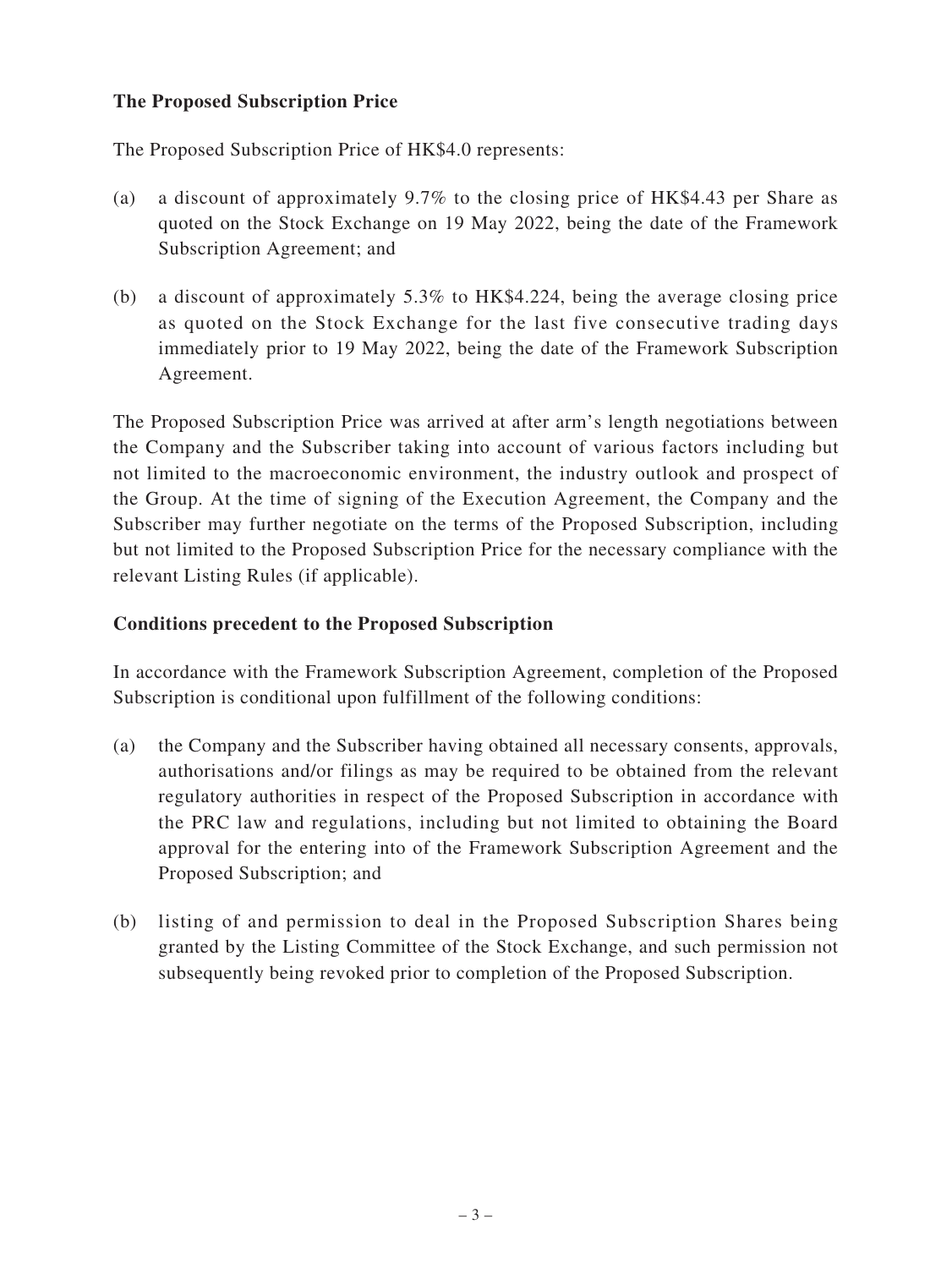**The Proposed Subscription Price**

The Proposed Subscription Price of HK$4.0 represents:

(a) a discount of approximately 9.7% to the closing price of HK$4.43 per Share as quoted on the Stock Exchange on 19 May 2022, being the date of the Framework Subscription Agreement; and

(b) a discount of approximately 5.3% to HK$4.224, being the average closing price as quoted on the Stock Exchange for the last five consecutive trading days immediately prior to 19 May 2022, being the date of the Framework Subscription Agreement.

The Proposed Subscription Price was arrived at after arm's length negotiations between the Company and the Subscriber taking into account of various factors including but not limited to the macroeconomic environment, the industry outlook and prospect of the Group. At the time of signing of the Execution Agreement, the Company and the Subscriber may further negotiate on the terms of the Proposed Subscription, including but not limited to the Proposed Subscription Price for the necessary compliance with the relevant Listing Rules (if applicable).

**Conditions precedent to the Proposed Subscription**

In accordance with the Framework Subscription Agreement, completion of the Proposed Subscription is conditional upon fulfillment of the following conditions:

(a) the Company and the Subscriber having obtained all necessary consents, approvals, authorisations and/or filings as may be required to be obtained from the relevant regulatory authorities in respect of the Proposed Subscription in accordance with the PRC law and regulations, including but not limited to obtaining the Board approval for the entering into of the Framework Subscription Agreement and the Proposed Subscription; and

(b) listing of and permission to deal in the Proposed Subscription Shares being granted by the Listing Committee of the Stock Exchange, and such permission not subsequently being revoked prior to completion of the Proposed Subscription.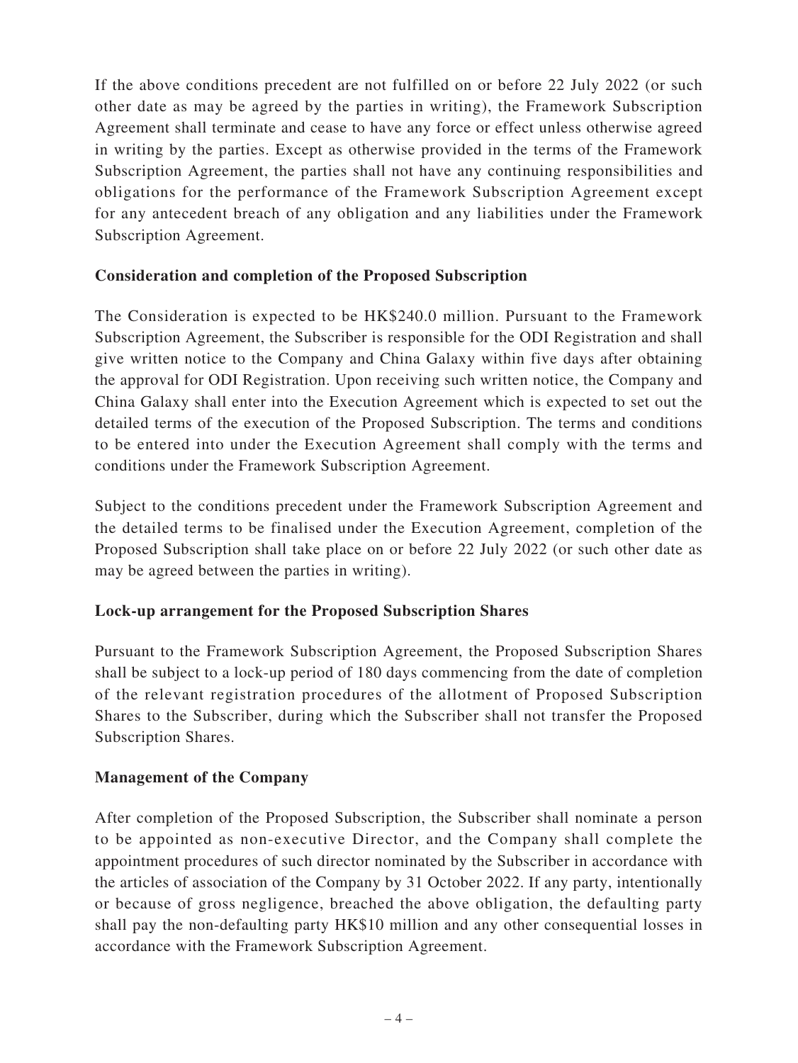If the above conditions precedent are not fulfilled on or before 22 July 2022 (or such other date as may be agreed by the parties in writing), the Framework Subscription Agreement shall terminate and cease to have any force or effect unless otherwise agreed in writing by the parties. Except as otherwise provided in the terms of the Framework Subscription Agreement, the parties shall not have any continuing responsibilities and obligations for the performance of the Framework Subscription Agreement except for any antecedent breach of any obligation and any liabilities under the Framework Subscription Agreement.

**Consideration and completion of the Proposed Subscription**

The Consideration is expected to be HK$240.0 million. Pursuant to the Framework Subscription Agreement, the Subscriber is responsible for the ODI Registration and shall give written notice to the Company and China Galaxy within five days after obtaining the approval for ODI Registration. Upon receiving such written notice, the Company and China Galaxy shall enter into the Execution Agreement which is expected to set out the detailed terms of the execution of the Proposed Subscription. The terms and conditions to be entered into under the Execution Agreement shall comply with the terms and conditions under the Framework Subscription Agreement.

Subject to the conditions precedent under the Framework Subscription Agreement and the detailed terms to be finalised under the Execution Agreement, completion of the Proposed Subscription shall take place on or before 22 July 2022 (or such other date as may be agreed between the parties in writing).

**Lock-up arrangement for the Proposed Subscription Shares**

Pursuant to the Framework Subscription Agreement, the Proposed Subscription Shares shall be subject to a lock-up period of 180 days commencing from the date of completion of the relevant registration procedures of the allotment of Proposed Subscription Shares to the Subscriber, during which the Subscriber shall not transfer the Proposed Subscription Shares.

**Management of the Company**

After completion of the Proposed Subscription, the Subscriber shall nominate a person to be appointed as non-executive Director, and the Company shall complete the appointment procedures of such director nominated by the Subscriber in accordance with the articles of association of the Company by 31 October 2022. If any party, intentionally or because of gross negligence, breached the above obligation, the defaulting party shall pay the non-defaulting party HK$10 million and any other consequential losses in accordance with the Framework Subscription Agreement.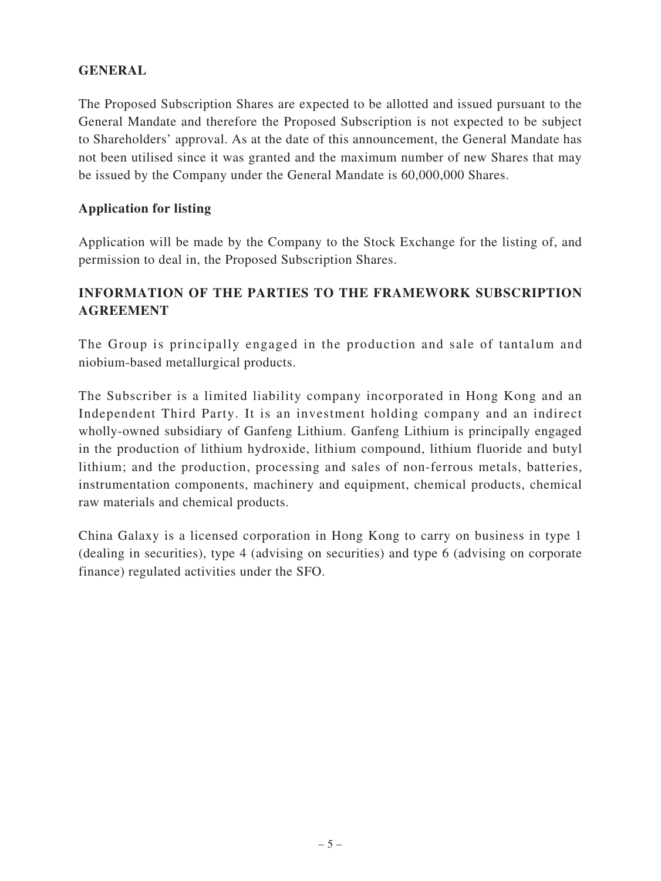## GENERAL

The Proposed Subscription Shares are expected to be allotted and issued pursuant to the General Mandate and therefore the Proposed Subscription is not expected to be subject to Shareholders' approval. As at the date of this announcement, the General Mandate has not been utilised since it was granted and the maximum number of new Shares that may be issued by the Company under the General Mandate is 60,000,000 Shares.

### Application for listing

Application will be made by the Company to the Stock Exchange for the listing of, and permission to deal in, the Proposed Subscription Shares.

## INFORMATION OF THE PARTIES TO THE FRAMEWORK SUBSCRIPTION AGREEMENT

The Group is principally engaged in the production and sale of tantalum and niobium-based metallurgical products.

The Subscriber is a limited liability company incorporated in Hong Kong and an Independent Third Party. It is an investment holding company and an indirect wholly-owned subsidiary of Ganfeng Lithium. Ganfeng Lithium is principally engaged in the production of lithium hydroxide, lithium compound, lithium fluoride and butyl lithium; and the production, processing and sales of non-ferrous metals, batteries, instrumentation components, machinery and equipment, chemical products, chemical raw materials and chemical products.

China Galaxy is a licensed corporation in Hong Kong to carry on business in type 1 (dealing in securities), type 4 (advising on securities) and type 6 (advising on corporate finance) regulated activities under the SFO.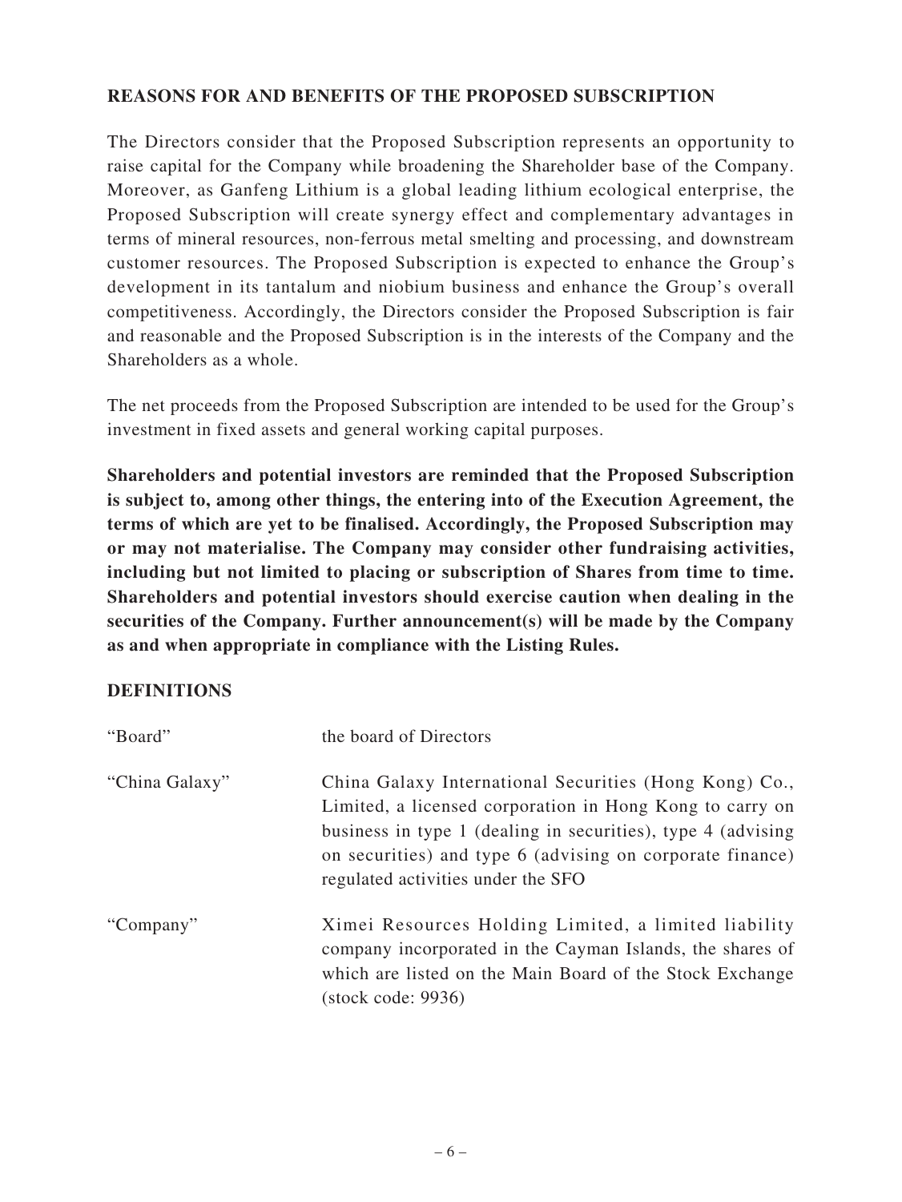## REASONS FOR AND BENEFITS OF THE PROPOSED SUBSCRIPTION

The Directors consider that the Proposed Subscription represents an opportunity to raise capital for the Company while broadening the Shareholder base of the Company. Moreover, as Ganfeng Lithium is a global leading lithium ecological enterprise, the Proposed Subscription will create synergy effect and complementary advantages in terms of mineral resources, non-ferrous metal smelting and processing, and downstream customer resources. The Proposed Subscription is expected to enhance the Group's development in its tantalum and niobium business and enhance the Group's overall competitiveness. Accordingly, the Directors consider the Proposed Subscription is fair and reasonable and the Proposed Subscription is in the interests of the Company and the Shareholders as a whole.

The net proceeds from the Proposed Subscription are intended to be used for the Group's investment in fixed assets and general working capital purposes.

**Shareholders and potential investors are reminded that the Proposed Subscription is subject to, among other things, the entering into of the Execution Agreement, the terms of which are yet to be finalised. Accordingly, the Proposed Subscription may or may not materialise. The Company may consider other fundraising activities, including but not limited to placing or subscription of Shares from time to time. Shareholders and potential investors should exercise caution when dealing in the securities of the Company. Further announcement(s) will be made by the Company as and when appropriate in compliance with the Listing Rules.**

## DEFINITIONS

| | |
|---|---|
| "Board" | the board of Directors |
| "China Galaxy" | China Galaxy International Securities (Hong Kong) Co., Limited, a licensed corporation in Hong Kong to carry on business in type 1 (dealing in securities), type 4 (advising on securities) and type 6 (advising on corporate finance) regulated activities under the SFO |
| "Company" | Ximei Resources Holding Limited, a limited liability company incorporated in the Cayman Islands, the shares of which are listed on the Main Board of the Stock Exchange (stock code: 9936) |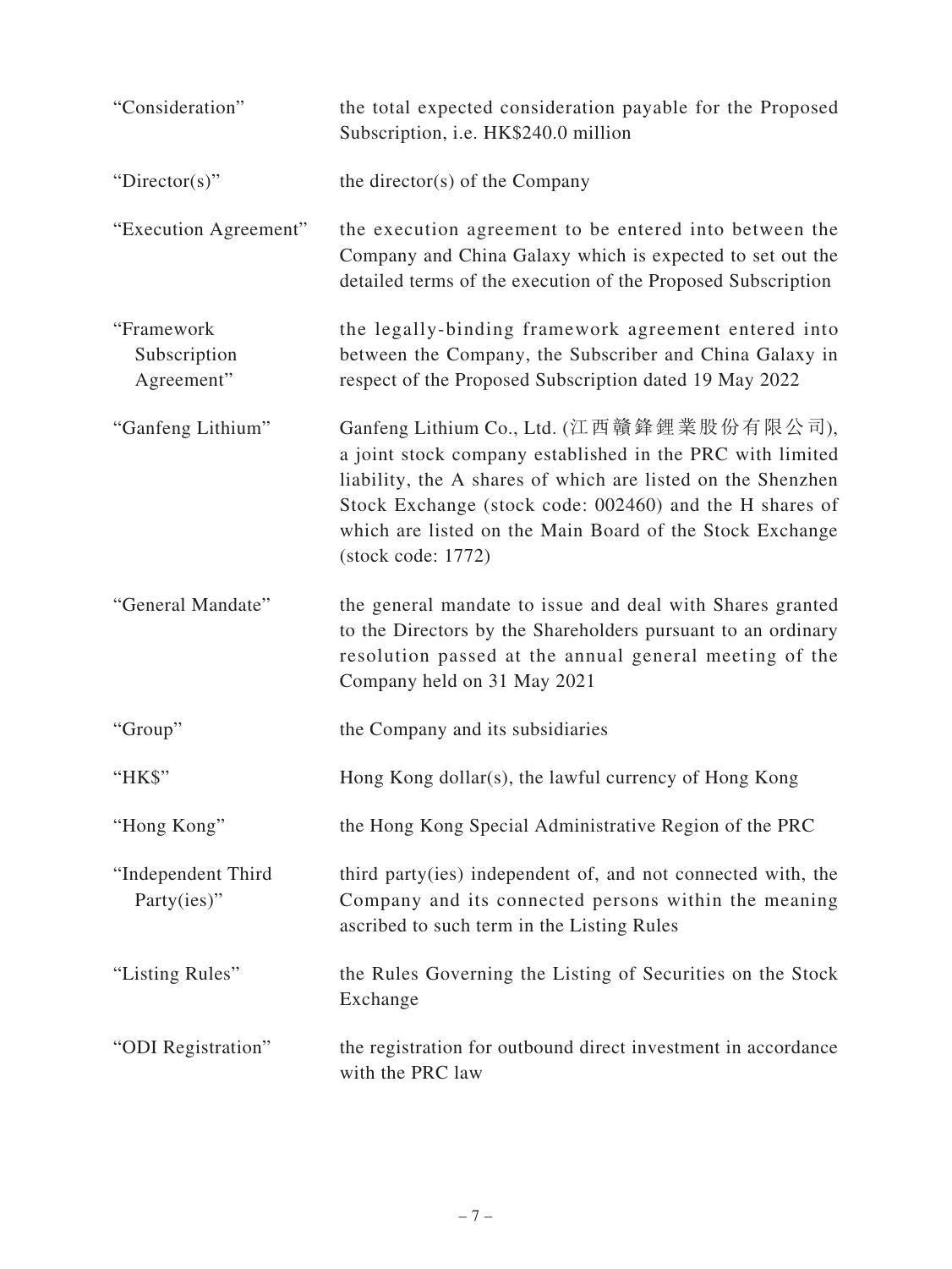| | |
|---|---|
| "Consideration" | the total expected consideration payable for the Proposed Subscription, i.e. HK$240.0 million |
| "Director(s)" | the director(s) of the Company |
| "Execution Agreement" | the execution agreement to be entered into between the Company and China Galaxy which is expected to set out the detailed terms of the execution of the Proposed Subscription |
| "Framework Subscription Agreement" | the legally-binding framework agreement entered into between the Company, the Subscriber and China Galaxy in respect of the Proposed Subscription dated 19 May 2022 |
| "Ganfeng Lithium" | Ganfeng Lithium Co., Ltd. (江西贛鋒鋰業股份有限公司), a joint stock company established in the PRC with limited liability, the A shares of which are listed on the Shenzhen Stock Exchange (stock code: 002460) and the H shares of which are listed on the Main Board of the Stock Exchange (stock code: 1772) |
| "General Mandate" | the general mandate to issue and deal with Shares granted to the Directors by the Shareholders pursuant to an ordinary resolution passed at the annual general meeting of the Company held on 31 May 2021 |
| "Group" | the Company and its subsidiaries |
| "HK$" | Hong Kong dollar(s), the lawful currency of Hong Kong |
| "Hong Kong" | the Hong Kong Special Administrative Region of the PRC |
| "Independent Third Party(ies)" | third party(ies) independent of, and not connected with, the Company and its connected persons within the meaning ascribed to such term in the Listing Rules |
| "Listing Rules" | the Rules Governing the Listing of Securities on the Stock Exchange |
| "ODI Registration" | the registration for outbound direct investment in accordance with the PRC law |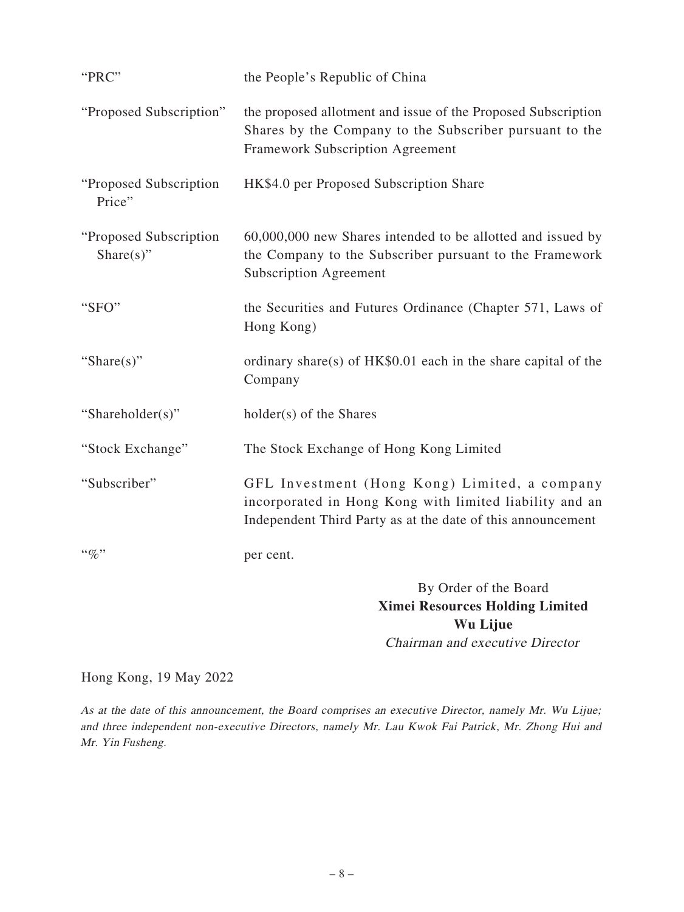| | |
|---|---|
| "PRC" | the People's Republic of China |
| "Proposed Subscription" | the proposed allotment and issue of the Proposed Subscription Shares by the Company to the Subscriber pursuant to the Framework Subscription Agreement |
| "Proposed Subscription Price" | HK$4.0 per Proposed Subscription Share |
| "Proposed Subscription Share(s)" | 60,000,000 new Shares intended to be allotted and issued by the Company to the Subscriber pursuant to the Framework Subscription Agreement |
| "SFO" | the Securities and Futures Ordinance (Chapter 571, Laws of Hong Kong) |
| "Share(s)" | ordinary share(s) of HK$0.01 each in the share capital of the Company |
| "Shareholder(s)" | holder(s) of the Shares |
| "Stock Exchange" | The Stock Exchange of Hong Kong Limited |
| "Subscriber" | GFL Investment (Hong Kong) Limited, a company incorporated in Hong Kong with limited liability and an Independent Third Party as at the date of this announcement |
| "%" | per cent. |

By Order of the Board
**Ximei Resources Holding Limited**
**Wu Lijue**
*Chairman and executive Director*

Hong Kong, 19 May 2022

*As at the date of this announcement, the Board comprises an executive Director, namely Mr. Wu Lijue; and three independent non-executive Directors, namely Mr. Lau Kwok Fai Patrick, Mr. Zhong Hui and Mr. Yin Fusheng.*